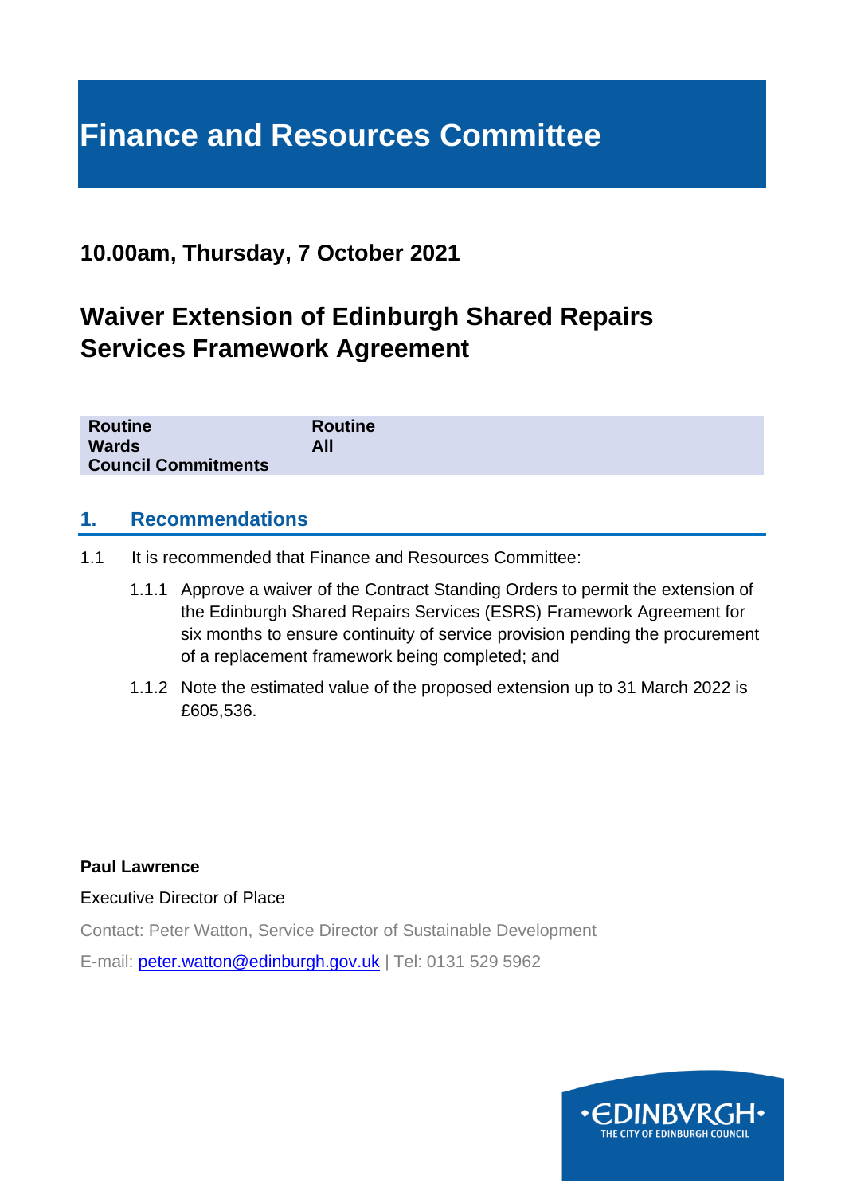# Finance and Resources Committee

## 10.00am, Thursday, 7 October 2021

## Waiver Extension of Edinburgh Shared Repairs Services Framework Agreement

| | |
|---|---|
| **Routine** | **Routine** |
| **Wards** | **All** |
| **Council Commitments** | |

## 1. Recommendations

1.1 It is recommended that Finance and Resources Committee:

1.1.1 Approve a waiver of the Contract Standing Orders to permit the extension of the Edinburgh Shared Repairs Services (ESRS) Framework Agreement for six months to ensure continuity of service provision pending the procurement of a replacement framework being completed; and

1.1.2 Note the estimated value of the proposed extension up to 31 March 2022 is £605,536.

**Paul Lawrence**

Executive Director of Place

Contact: Peter Watton, Service Director of Sustainable Development

E-mail: peter.watton@edinburgh.gov.uk | Tel: 0131 529 5962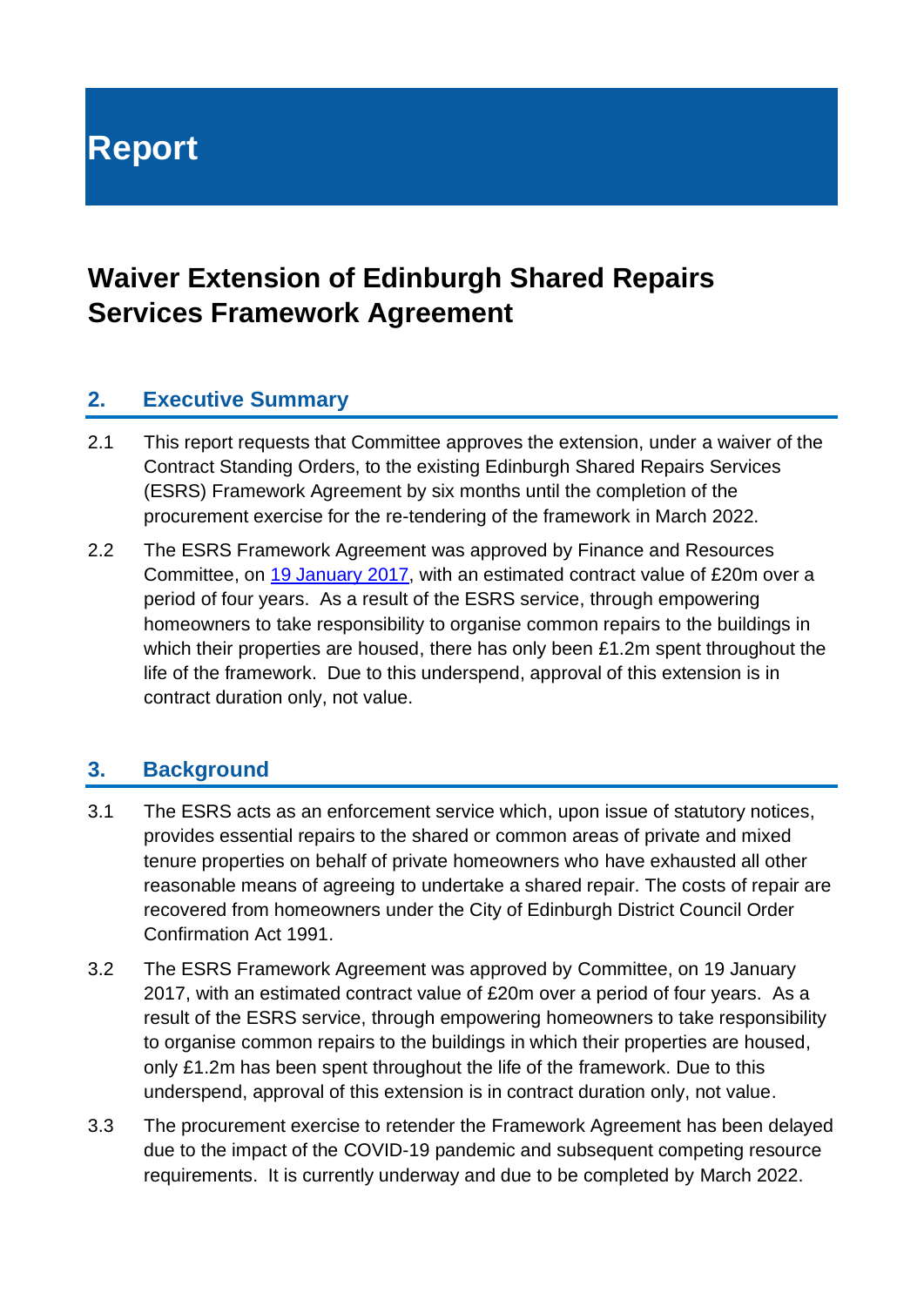# Report

## Waiver Extension of Edinburgh Shared Repairs Services Framework Agreement

### 2. Executive Summary

2.1 This report requests that Committee approves the extension, under a waiver of the Contract Standing Orders, to the existing Edinburgh Shared Repairs Services (ESRS) Framework Agreement by six months until the completion of the procurement exercise for the re-tendering of the framework in March 2022.

2.2 The ESRS Framework Agreement was approved by Finance and Resources Committee, on 19 January 2017, with an estimated contract value of £20m over a period of four years. As a result of the ESRS service, through empowering homeowners to take responsibility to organise common repairs to the buildings in which their properties are housed, there has only been £1.2m spent throughout the life of the framework. Due to this underspend, approval of this extension is in contract duration only, not value.

### 3. Background

3.1 The ESRS acts as an enforcement service which, upon issue of statutory notices, provides essential repairs to the shared or common areas of private and mixed tenure properties on behalf of private homeowners who have exhausted all other reasonable means of agreeing to undertake a shared repair. The costs of repair are recovered from homeowners under the City of Edinburgh District Council Order Confirmation Act 1991.

3.2 The ESRS Framework Agreement was approved by Committee, on 19 January 2017, with an estimated contract value of £20m over a period of four years. As a result of the ESRS service, through empowering homeowners to take responsibility to organise common repairs to the buildings in which their properties are housed, only £1.2m has been spent throughout the life of the framework. Due to this underspend, approval of this extension is in contract duration only, not value.

3.3 The procurement exercise to retender the Framework Agreement has been delayed due to the impact of the COVID-19 pandemic and subsequent competing resource requirements. It is currently underway and due to be completed by March 2022.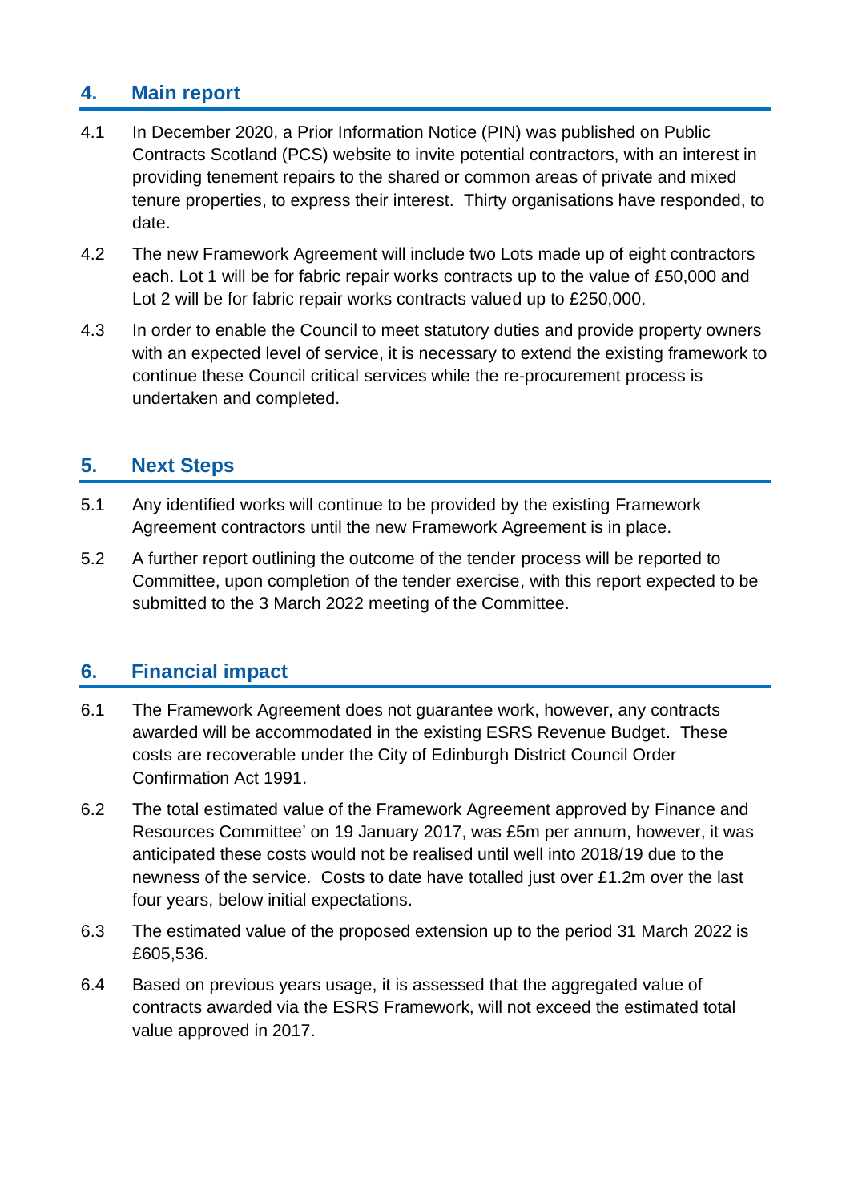## 4. Main report

4.1 In December 2020, a Prior Information Notice (PIN) was published on Public Contracts Scotland (PCS) website to invite potential contractors, with an interest in providing tenement repairs to the shared or common areas of private and mixed tenure properties, to express their interest. Thirty organisations have responded, to date.

4.2 The new Framework Agreement will include two Lots made up of eight contractors each. Lot 1 will be for fabric repair works contracts up to the value of £50,000 and Lot 2 will be for fabric repair works contracts valued up to £250,000.

4.3 In order to enable the Council to meet statutory duties and provide property owners with an expected level of service, it is necessary to extend the existing framework to continue these Council critical services while the re-procurement process is undertaken and completed.

## 5. Next Steps

5.1 Any identified works will continue to be provided by the existing Framework Agreement contractors until the new Framework Agreement is in place.

5.2 A further report outlining the outcome of the tender process will be reported to Committee, upon completion of the tender exercise, with this report expected to be submitted to the 3 March 2022 meeting of the Committee.

## 6. Financial impact

6.1 The Framework Agreement does not guarantee work, however, any contracts awarded will be accommodated in the existing ESRS Revenue Budget. These costs are recoverable under the City of Edinburgh District Council Order Confirmation Act 1991.

6.2 The total estimated value of the Framework Agreement approved by Finance and Resources Committee' on 19 January 2017, was £5m per annum, however, it was anticipated these costs would not be realised until well into 2018/19 due to the newness of the service. Costs to date have totalled just over £1.2m over the last four years, below initial expectations.

6.3 The estimated value of the proposed extension up to the period 31 March 2022 is £605,536.

6.4 Based on previous years usage, it is assessed that the aggregated value of contracts awarded via the ESRS Framework, will not exceed the estimated total value approved in 2017.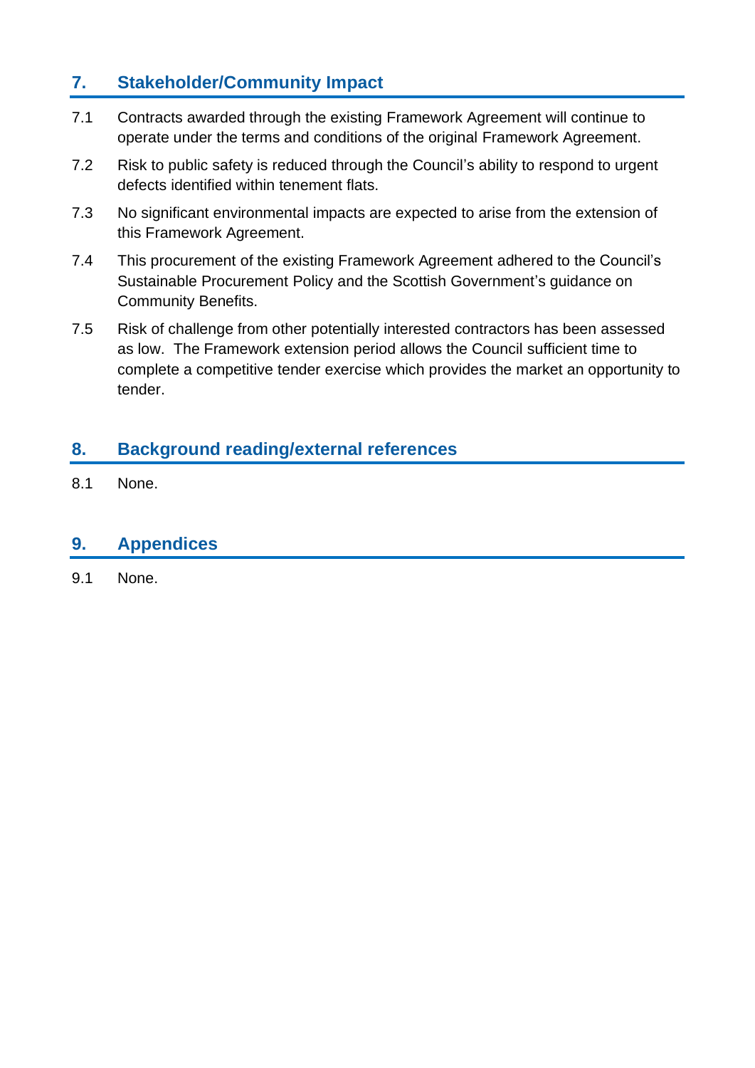## 7. Stakeholder/Community Impact

7.1 Contracts awarded through the existing Framework Agreement will continue to operate under the terms and conditions of the original Framework Agreement.

7.2 Risk to public safety is reduced through the Council's ability to respond to urgent defects identified within tenement flats.

7.3 No significant environmental impacts are expected to arise from the extension of this Framework Agreement.

7.4 This procurement of the existing Framework Agreement adhered to the Council's Sustainable Procurement Policy and the Scottish Government's guidance on Community Benefits.

7.5 Risk of challenge from other potentially interested contractors has been assessed as low. The Framework extension period allows the Council sufficient time to complete a competitive tender exercise which provides the market an opportunity to tender.

## 8. Background reading/external references

8.1 None.

## 9. Appendices

9.1 None.